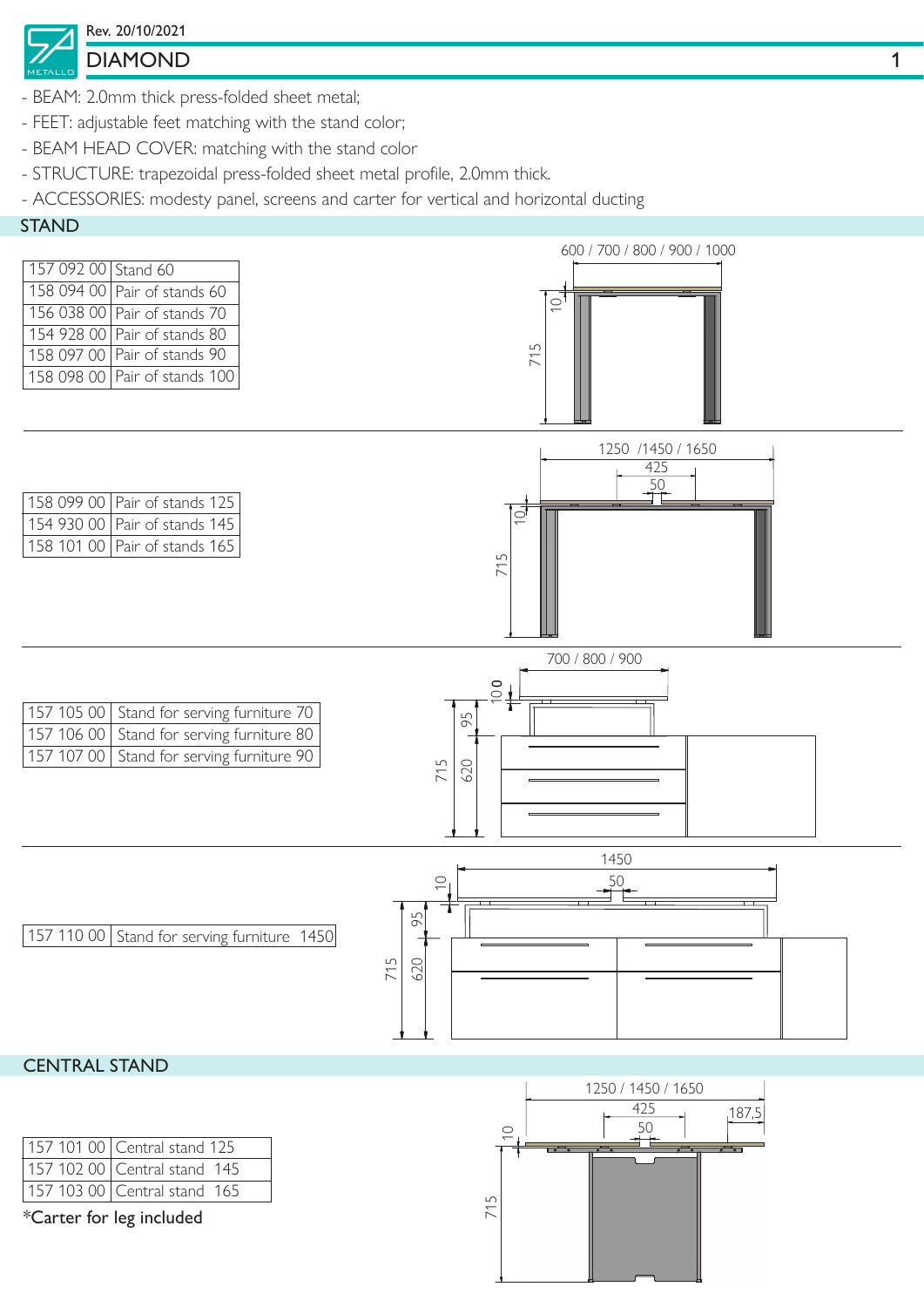Rev. 20/10/2021

# DIAMOND

- BEAM: 2.0mm thick press-folded sheet metal;
- FEET: adjustable feet matching with the stand color;
- BEAM HEAD COVER: matching with the stand color
- STRUCTURE: trapezoidal press-folded sheet metal profile, 2.0mm thick.
- ACCESSORIES: modesty panel, screens and carter for vertical and horizontal ducting

## STAND

| | |
|---|---|
| 157 092 00 | Stand 60 |
| 158 094 00 | Pair of stands 60 |
| 156 038 00 | Pair of stands 70 |
| 154 928 00 | Pair of stands 80 |
| 158 097 00 | Pair of stands 90 |
| 158 098 00 | Pair of stands 100 |

600 / 700 / 800 / 900 / 1000

10

715

| | |
|---|---|
| 158 099 00 | Pair of stands 125 |
| 154 930 00 | Pair of stands 145 |
| 158 101 00 | Pair of stands 165 |

1250 /1450 / 1650

425

50

10

715

| | |
|---|---|
| 157 105 00 | Stand for serving furniture 70 |
| 157 106 00 | Stand for serving furniture 80 |
| 157 107 00 | Stand for serving furniture 90 |

700 / 800 / 900

100

95

715

620

| | |
|---|---|
| 157 110 00 | Stand for serving furniture 1450 |

1450

50

10

95

715

620

## CENTRAL STAND

| | |
|---|---|
| 157 101 00 | Central stand 125 |
| 157 102 00 | Central stand 145 |
| 157 103 00 | Central stand 165 |

*Carter for leg included

1250 / 1450 / 1650

425

187,5

50

10

715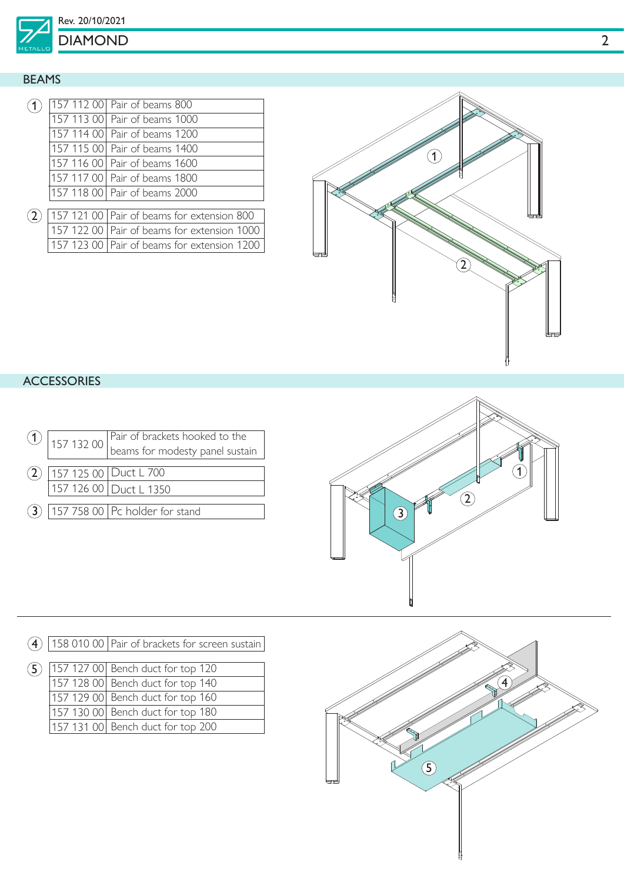## BEAMS

| | | |
|---|---|---|
| 1 | 157 112 00 | Pair of beams 800 |
| | 157 113 00 | Pair of beams 1000 |
| | 157 114 00 | Pair of beams 1200 |
| | 157 115 00 | Pair of beams 1400 |
| | 157 116 00 | Pair of beams 1600 |
| | 157 117 00 | Pair of beams 1800 |
| | 157 118 00 | Pair of beams 2000 |
| 2 | 157 121 00 | Pair of beams for extension 800 |
| | 157 122 00 | Pair of beams for extension 1000 |
| | 157 123 00 | Pair of beams for extension 1200 |

1

2

## ACCESSORIES

| | | |
|---|---|---|
| 1 | 157 132 00 | Pair of brackets hooked to the beams for modesty panel sustain |
| 2 | 157 125 00 | Duct L 700 |
| | 157 126 00 | Duct L 1350 |
| 3 | 157 758 00 | Pc holder for stand |

1

2

3

| | | |
|---|---|---|
| 4 | 158 010 00 | Pair of brackets for screen sustain |
| 5 | 157 127 00 | Bench duct for top 120 |
| | 157 128 00 | Bench duct for top 140 |
| | 157 129 00 | Bench duct for top 160 |
| | 157 130 00 | Bench duct for top 180 |
| | 157 131 00 | Bench duct for top 200 |

4

5